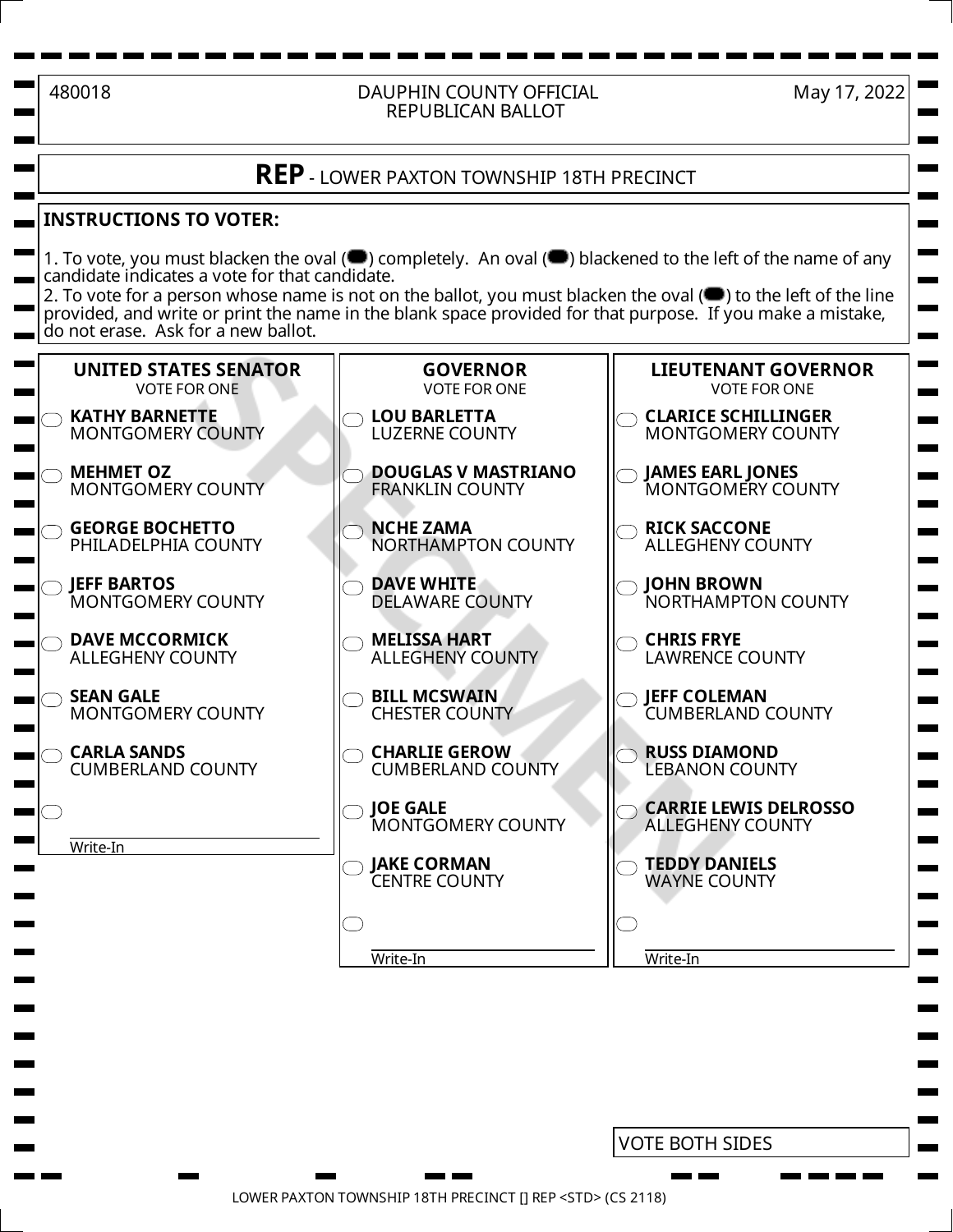480018

DAUPHIN COUNTY OFFICIAL
REPUBLICAN BALLOT

May 17, 2022

# REP - LOWER PAXTON TOWNSHIP 18TH PRECINCT

**INSTRUCTIONS TO VOTER:**

1. To vote, you must blacken the oval (⬬) completely. An oval (⬬) blackened to the left of the name of any candidate indicates a vote for that candidate.
2. To vote for a person whose name is not on the ballot, you must blacken the oval (⬬) to the left of the line provided, and write or print the name in the blank space provided for that purpose. If you make a mistake, do not erase. Ask for a new ballot.

## UNITED STATES SENATOR
VOTE FOR ONE

- **KATHY BARNETTE** MONTGOMERY COUNTY
- **MEHMET OZ** MONTGOMERY COUNTY
- **GEORGE BOCHETTO** PHILADELPHIA COUNTY
- **JEFF BARTOS** MONTGOMERY COUNTY
- **DAVE MCCORMICK** ALLEGHENY COUNTY
- **SEAN GALE** MONTGOMERY COUNTY
- **CARLA SANDS** CUMBERLAND COUNTY
- Write-In

## GOVERNOR
VOTE FOR ONE

- **LOU BARLETTA** LUZERNE COUNTY
- **DOUGLAS V MASTRIANO** FRANKLIN COUNTY
- **NCHE ZAMA** NORTHAMPTON COUNTY
- **DAVE WHITE** DELAWARE COUNTY
- **MELISSA HART** ALLEGHENY COUNTY
- **BILL MCSWAIN** CHESTER COUNTY
- **CHARLIE GEROW** CUMBERLAND COUNTY
- **JOE GALE** MONTGOMERY COUNTY
- **JAKE CORMAN** CENTRE COUNTY
- Write-In

## LIEUTENANT GOVERNOR
VOTE FOR ONE

- **CLARICE SCHILLINGER** MONTGOMERY COUNTY
- **JAMES EARL JONES** MONTGOMERY COUNTY
- **RICK SACCONE** ALLEGHENY COUNTY
- **JOHN BROWN** NORTHAMPTON COUNTY
- **CHRIS FRYE** LAWRENCE COUNTY
- **JEFF COLEMAN** CUMBERLAND COUNTY
- **RUSS DIAMOND** LEBANON COUNTY
- **CARRIE LEWIS DELROSSO** ALLEGHENY COUNTY
- **TEDDY DANIELS** WAYNE COUNTY
- Write-In

VOTE BOTH SIDES

LOWER PAXTON TOWNSHIP 18TH PRECINCT [] REP <STD> (CS 2118)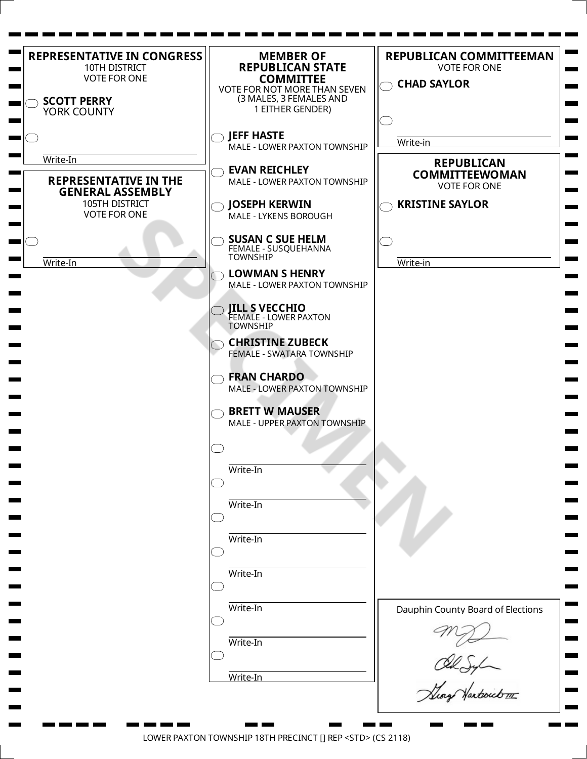## REPRESENTATIVE IN CONGRESS
10TH DISTRICT
VOTE FOR ONE

- **SCOTT PERRY**
  YORK COUNTY
- Write-In

## REPRESENTATIVE IN THE GENERAL ASSEMBLY
105TH DISTRICT
VOTE FOR ONE

- Write-In

## MEMBER OF REPUBLICAN STATE COMMITTEE
VOTE FOR NOT MORE THAN SEVEN
(3 MALES, 3 FEMALES AND
1 EITHER GENDER)

- **JEFF HASTE**
  MALE - LOWER PAXTON TOWNSHIP
- **EVAN REICHLEY**
  MALE - LOWER PAXTON TOWNSHIP
- **JOSEPH KERWIN**
  MALE - LYKENS BOROUGH
- **SUSAN C SUE HELM**
  FEMALE - SUSQUEHANNA TOWNSHIP
- **LOWMAN S HENRY**
  MALE - LOWER PAXTON TOWNSHIP
- **JILL S VECCHIO**
  FEMALE - LOWER PAXTON TOWNSHIP
- **CHRISTINE ZUBECK**
  FEMALE - SWATARA TOWNSHIP
- **FRAN CHARDO**
  MALE - LOWER PAXTON TOWNSHIP
- **BRETT W MAUSER**
  MALE - UPPER PAXTON TOWNSHIP
- Write-In
- Write-In
- Write-In
- Write-In
- Write-In
- Write-In
- Write-In

## REPUBLICAN COMMITTEEMAN
VOTE FOR ONE

- **CHAD SAYLOR**
- Write-in

## REPUBLICAN COMMITTEEWOMAN
VOTE FOR ONE

- **KRISTINE SAYLOR**
- Write-in

Dauphin County Board of Elections

SPECIMEN

LOWER PAXTON TOWNSHIP 18TH PRECINCT [] REP <STD> (CS 2118)